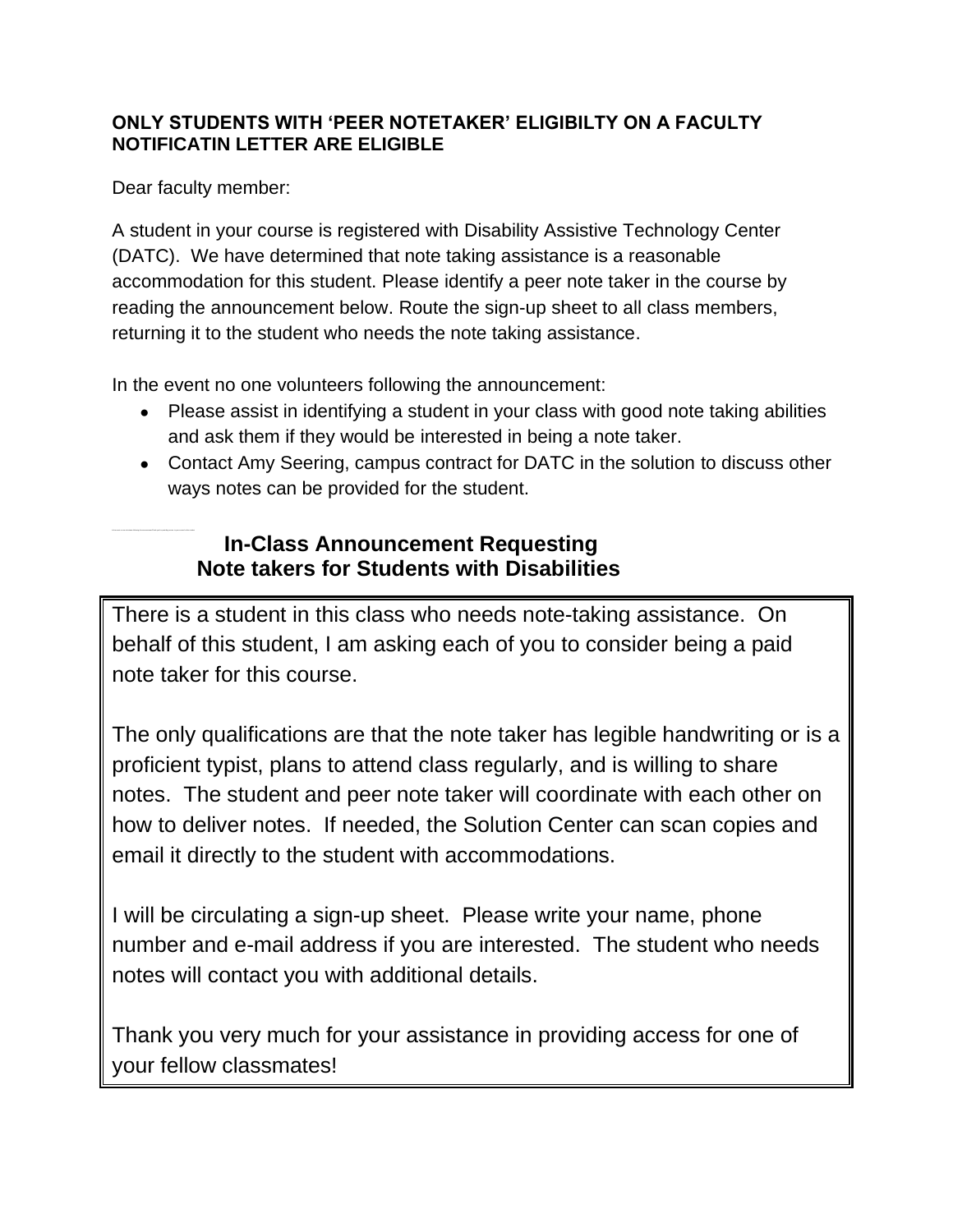**ONLY STUDENTS WITH 'PEER NOTETAKER' ELIGIBILTY ON A FACULTY NOTIFICATIN LETTER ARE ELIGIBLE**

Dear faculty member:

A student in your course is registered with Disability Assistive Technology Center (DATC). We have determined that note taking assistance is a reasonable accommodation for this student. Please identify a peer note taker in the course by reading the announcement below. Route the sign-up sheet to all class members, returning it to the student who needs the note taking assistance.

In the event no one volunteers following the announcement:

- Please assist in identifying a student in your class with good note taking abilities and ask them if they would be interested in being a note taker.
- Contact Amy Seering, campus contract for DATC in the solution to discuss other ways notes can be provided for the student.

## In-Class Announcement Requesting Note takers for Students with Disabilities

There is a student in this class who needs note-taking assistance. On behalf of this student, I am asking each of you to consider being a paid note taker for this course.

The only qualifications are that the note taker has legible handwriting or is a proficient typist, plans to attend class regularly, and is willing to share notes. The student and peer note taker will coordinate with each other on how to deliver notes. If needed, the Solution Center can scan copies and email it directly to the student with accommodations.

I will be circulating a sign-up sheet. Please write your name, phone number and e-mail address if you are interested. The student who needs notes will contact you with additional details.

Thank you very much for your assistance in providing access for one of your fellow classmates!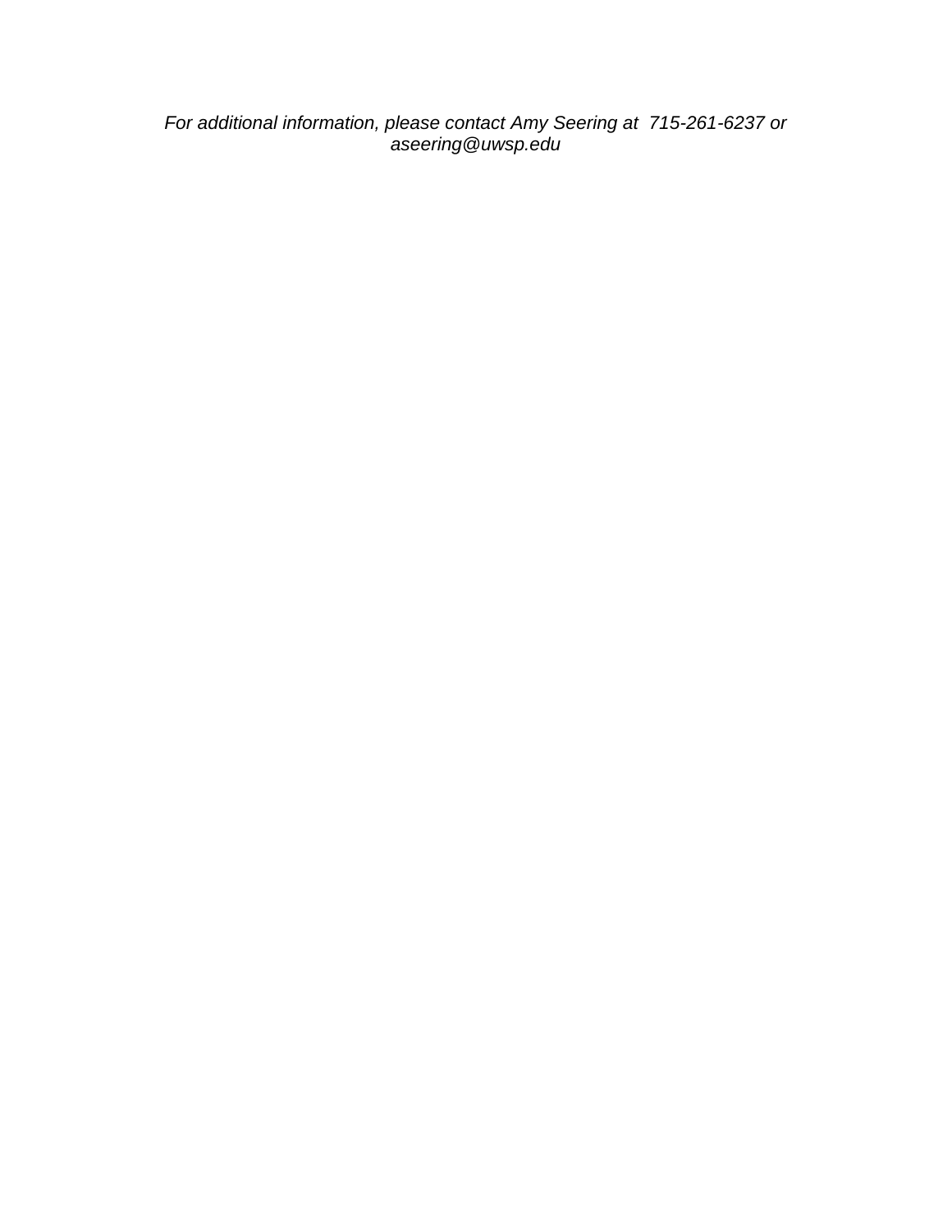*For additional information, please contact Amy Seering at 715-261-6237 or aseering@uwsp.edu*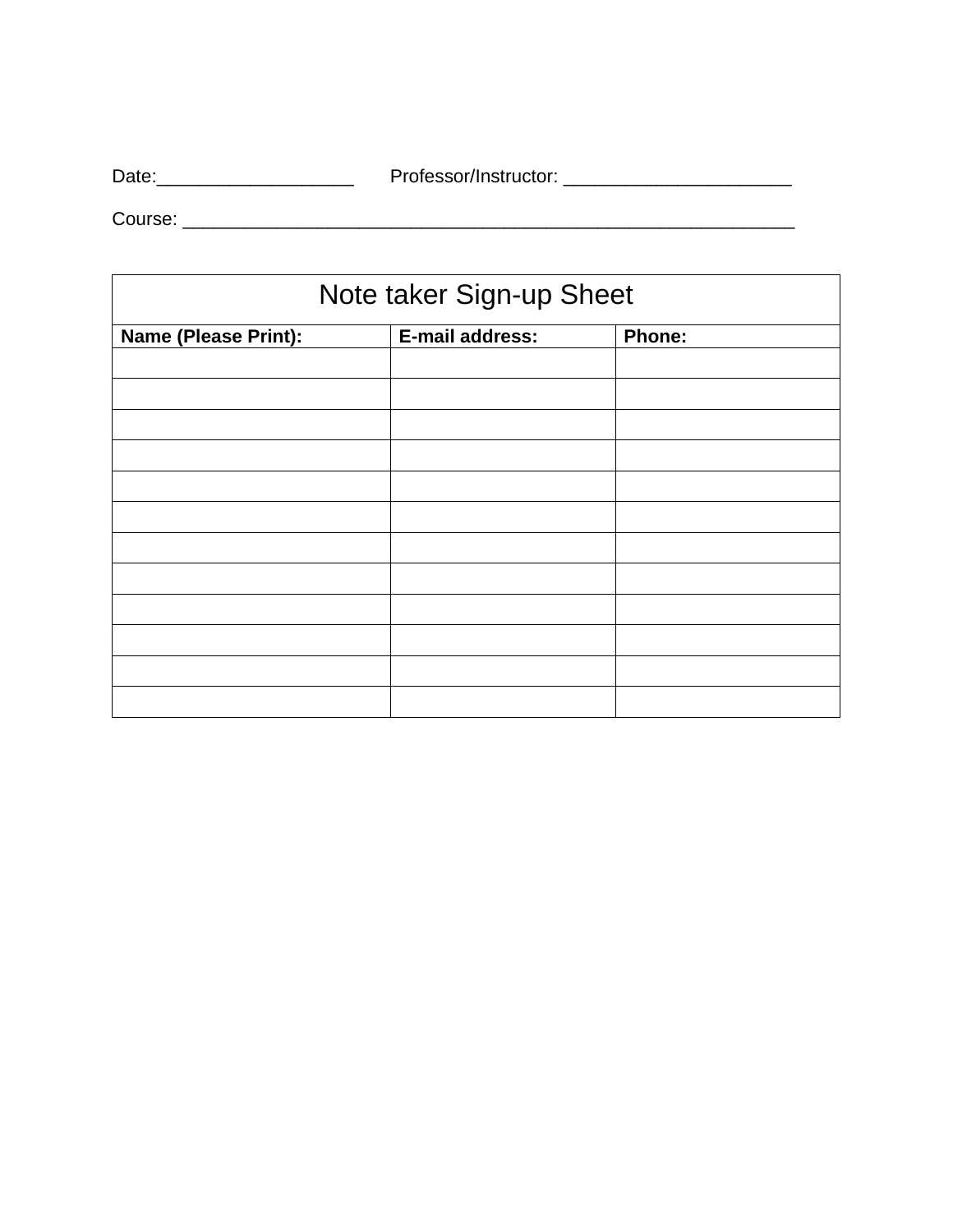Date:___________________ Professor/Instructor: ______________________

Course: ___________________________________________________________

| Note taker Sign-up Sheet | | |
| --- | --- | --- |
| **Name (Please Print):** | **E-mail address:** | **Phone:** |
| | | |
| | | |
| | | |
| | | |
| | | |
| | | |
| | | |
| | | |
| | | |
| | | |
| | | |
| | | |